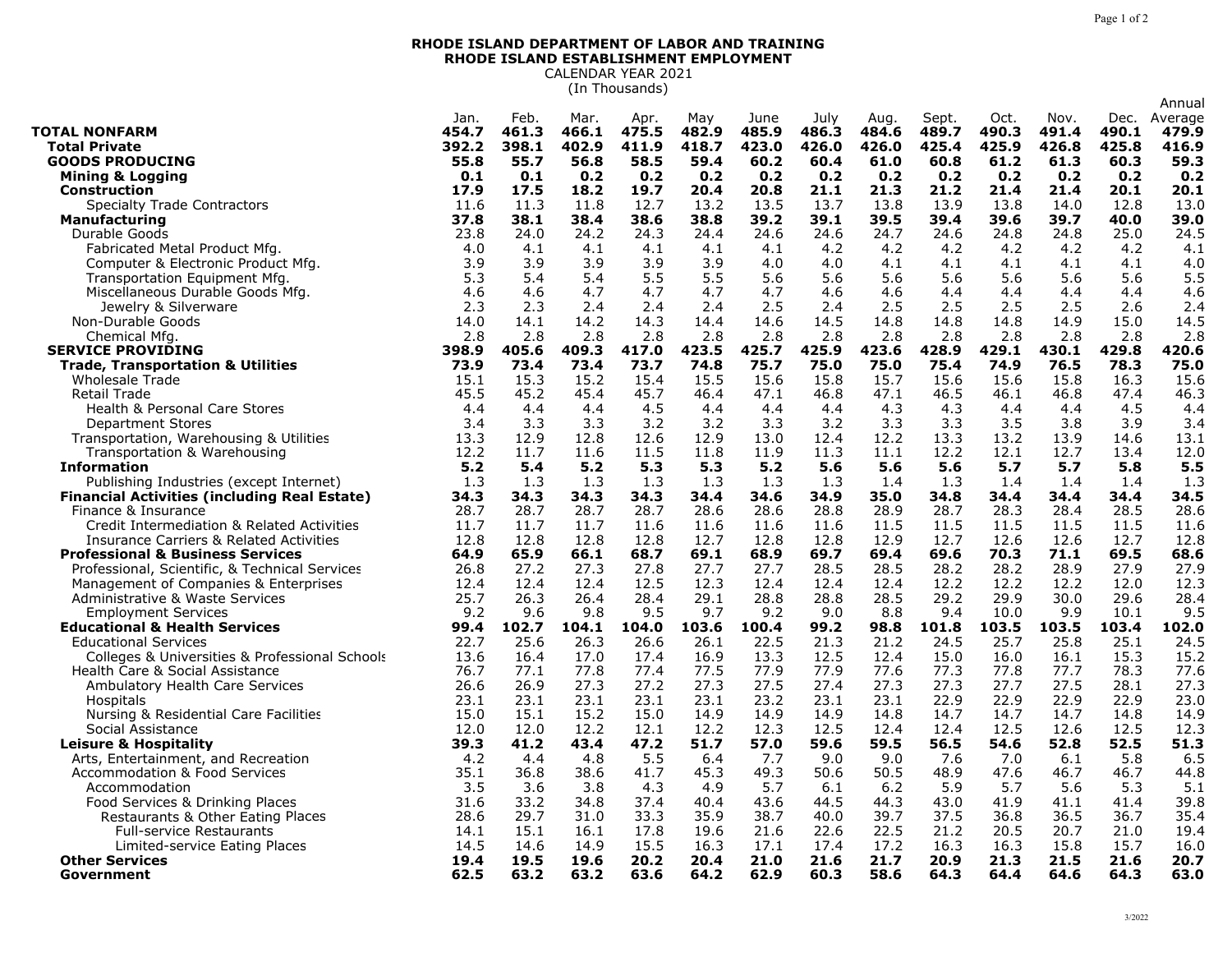**RHODE ISLAND DEPARTMENT OF LABOR AND TRAINING**
**RHODE ISLAND ESTABLISHMENT EMPLOYMENT**
CALENDAR YEAR 2021
(In Thousands)

| | Jan. | Feb. | Mar. | Apr. | May | June | July | Aug. | Sept. | Oct. | Nov. | Dec. | Annual Average |
|---|---|---|---|---|---|---|---|---|---|---|---|---|---|
| **TOTAL NONFARM** | **454.7** | **461.3** | **466.1** | **475.5** | **482.9** | **485.9** | **486.3** | **484.6** | **489.7** | **490.3** | **491.4** | **490.1** | **479.9** |
| **Total Private** | **392.2** | **398.1** | **402.9** | **411.9** | **418.7** | **423.0** | **426.0** | **426.0** | **425.4** | **425.9** | **426.8** | **425.8** | **416.9** |
| **GOODS PRODUCING** | **55.8** | **55.7** | **56.8** | **58.5** | **59.4** | **60.2** | **60.4** | **61.0** | **60.8** | **61.2** | **61.3** | **60.3** | **59.3** |
| **Mining & Logging** | **0.1** | **0.1** | **0.2** | **0.2** | **0.2** | **0.2** | **0.2** | **0.2** | **0.2** | **0.2** | **0.2** | **0.2** | **0.2** |
| **Construction** | **17.9** | **17.5** | **18.2** | **19.7** | **20.4** | **20.8** | **21.1** | **21.3** | **21.2** | **21.4** | **21.4** | **20.1** | **20.1** |
| Specialty Trade Contractors | 11.6 | 11.3 | 11.8 | 12.7 | 13.2 | 13.5 | 13.7 | 13.8 | 13.9 | 13.8 | 14.0 | 12.8 | 13.0 |
| **Manufacturing** | **37.8** | **38.1** | **38.4** | **38.6** | **38.8** | **39.2** | **39.1** | **39.5** | **39.4** | **39.6** | **39.7** | **40.0** | **39.0** |
| Durable Goods | 23.8 | 24.0 | 24.2 | 24.3 | 24.4 | 24.6 | 24.6 | 24.7 | 24.6 | 24.8 | 24.8 | 25.0 | 24.5 |
| Fabricated Metal Product Mfg. | 4.0 | 4.1 | 4.1 | 4.1 | 4.1 | 4.1 | 4.2 | 4.2 | 4.2 | 4.2 | 4.2 | 4.2 | 4.1 |
| Computer & Electronic Product Mfg. | 3.9 | 3.9 | 3.9 | 3.9 | 3.9 | 4.0 | 4.0 | 4.1 | 4.1 | 4.1 | 4.1 | 4.1 | 4.0 |
| Transportation Equipment Mfg. | 5.3 | 5.4 | 5.4 | 5.5 | 5.5 | 5.6 | 5.6 | 5.6 | 5.6 | 5.6 | 5.6 | 5.6 | 5.5 |
| Miscellaneous Durable Goods Mfg. | 4.6 | 4.6 | 4.7 | 4.7 | 4.7 | 4.7 | 4.6 | 4.6 | 4.4 | 4.4 | 4.4 | 4.4 | 4.6 |
| Jewelry & Silverware | 2.3 | 2.3 | 2.4 | 2.4 | 2.4 | 2.5 | 2.4 | 2.5 | 2.5 | 2.5 | 2.5 | 2.6 | 2.4 |
| Non-Durable Goods | 14.0 | 14.1 | 14.2 | 14.3 | 14.4 | 14.6 | 14.5 | 14.8 | 14.8 | 14.8 | 14.9 | 15.0 | 14.5 |
| Chemical Mfg. | 2.8 | 2.8 | 2.8 | 2.8 | 2.8 | 2.8 | 2.8 | 2.8 | 2.8 | 2.8 | 2.8 | 2.8 | 2.8 |
| **SERVICE PROVIDING** | **398.9** | **405.6** | **409.3** | **417.0** | **423.5** | **425.7** | **425.9** | **423.6** | **428.9** | **429.1** | **430.1** | **429.8** | **420.6** |
| **Trade, Transportation & Utilities** | **73.9** | **73.4** | **73.4** | **73.7** | **74.8** | **75.7** | **75.0** | **75.0** | **75.4** | **74.9** | **76.5** | **78.3** | **75.0** |
| Wholesale Trade | 15.1 | 15.3 | 15.2 | 15.4 | 15.5 | 15.6 | 15.8 | 15.7 | 15.6 | 15.6 | 15.8 | 16.3 | 15.6 |
| Retail Trade | 45.5 | 45.2 | 45.4 | 45.7 | 46.4 | 47.1 | 46.8 | 47.1 | 46.5 | 46.1 | 46.8 | 47.4 | 46.3 |
| Health & Personal Care Stores | 4.4 | 4.4 | 4.4 | 4.5 | 4.4 | 4.4 | 4.4 | 4.3 | 4.3 | 4.4 | 4.4 | 4.5 | 4.4 |
| Department Stores | 3.4 | 3.3 | 3.3 | 3.2 | 3.2 | 3.3 | 3.2 | 3.3 | 3.3 | 3.5 | 3.8 | 3.9 | 3.4 |
| Transportation, Warehousing & Utilities | 13.3 | 12.9 | 12.8 | 12.6 | 12.9 | 13.0 | 12.4 | 12.2 | 13.3 | 13.2 | 13.9 | 14.6 | 13.1 |
| Transportation & Warehousing | 12.2 | 11.7 | 11.6 | 11.5 | 11.8 | 11.9 | 11.3 | 11.1 | 12.2 | 12.1 | 12.7 | 13.4 | 12.0 |
| **Information** | **5.2** | **5.4** | **5.2** | **5.3** | **5.3** | **5.2** | **5.6** | **5.6** | **5.6** | **5.7** | **5.7** | **5.8** | **5.5** |
| Publishing Industries (except Internet) | 1.3 | 1.3 | 1.3 | 1.3 | 1.3 | 1.3 | 1.3 | 1.4 | 1.3 | 1.4 | 1.4 | 1.4 | 1.3 |
| **Financial Activities (including Real Estate)** | **34.3** | **34.3** | **34.3** | **34.3** | **34.4** | **34.6** | **34.9** | **35.0** | **34.8** | **34.4** | **34.4** | **34.4** | **34.5** |
| Finance & Insurance | 28.7 | 28.7 | 28.7 | 28.7 | 28.6 | 28.6 | 28.8 | 28.9 | 28.7 | 28.3 | 28.4 | 28.5 | 28.6 |
| Credit Intermediation & Related Activities | 11.7 | 11.7 | 11.7 | 11.6 | 11.6 | 11.6 | 11.6 | 11.5 | 11.5 | 11.5 | 11.5 | 11.5 | 11.6 |
| Insurance Carriers & Related Activities | 12.8 | 12.8 | 12.8 | 12.8 | 12.7 | 12.8 | 12.8 | 12.9 | 12.7 | 12.6 | 12.6 | 12.7 | 12.8 |
| **Professional & Business Services** | **64.9** | **65.9** | **66.1** | **68.7** | **69.1** | **68.9** | **69.7** | **69.4** | **69.6** | **70.3** | **71.1** | **69.5** | **68.6** |
| Professional, Scientific, & Technical Services | 26.8 | 27.2 | 27.3 | 27.8 | 27.7 | 27.7 | 28.5 | 28.5 | 28.2 | 28.2 | 28.9 | 27.9 | 27.9 |
| Management of Companies & Enterprises | 12.4 | 12.4 | 12.4 | 12.5 | 12.3 | 12.4 | 12.4 | 12.4 | 12.2 | 12.2 | 12.2 | 12.0 | 12.3 |
| Administrative & Waste Services | 25.7 | 26.3 | 26.4 | 28.4 | 29.1 | 28.8 | 28.8 | 28.5 | 29.2 | 29.9 | 30.0 | 29.6 | 28.4 |
| Employment Services | 9.2 | 9.6 | 9.8 | 9.5 | 9.7 | 9.2 | 9.0 | 8.8 | 9.4 | 10.0 | 9.9 | 10.1 | 9.5 |
| **Educational & Health Services** | **99.4** | **102.7** | **104.1** | **104.0** | **103.6** | **100.4** | **99.2** | **98.8** | **101.8** | **103.5** | **103.5** | **103.4** | **102.0** |
| Educational Services | 22.7 | 25.6 | 26.3 | 26.6 | 26.1 | 22.5 | 21.3 | 21.2 | 24.5 | 25.7 | 25.8 | 25.1 | 24.5 |
| Colleges & Universities & Professional Schools | 13.6 | 16.4 | 17.0 | 17.4 | 16.9 | 13.3 | 12.5 | 12.4 | 15.0 | 16.0 | 16.1 | 15.3 | 15.2 |
| Health Care & Social Assistance | 76.7 | 77.1 | 77.8 | 77.4 | 77.5 | 77.9 | 77.9 | 77.6 | 77.3 | 77.8 | 77.7 | 78.3 | 77.6 |
| Ambulatory Health Care Services | 26.6 | 26.9 | 27.3 | 27.2 | 27.3 | 27.5 | 27.4 | 27.3 | 27.3 | 27.7 | 27.5 | 28.1 | 27.3 |
| Hospitals | 23.1 | 23.1 | 23.1 | 23.1 | 23.1 | 23.2 | 23.1 | 23.1 | 22.9 | 22.9 | 22.9 | 22.9 | 23.0 |
| Nursing & Residential Care Facilities | 15.0 | 15.1 | 15.2 | 15.0 | 14.9 | 14.9 | 14.9 | 14.8 | 14.7 | 14.7 | 14.7 | 14.8 | 14.9 |
| Social Assistance | 12.0 | 12.0 | 12.2 | 12.1 | 12.2 | 12.3 | 12.5 | 12.4 | 12.4 | 12.5 | 12.6 | 12.5 | 12.3 |
| **Leisure & Hospitality** | **39.3** | **41.2** | **43.4** | **47.2** | **51.7** | **57.0** | **59.6** | **59.5** | **56.5** | **54.6** | **52.8** | **52.5** | **51.3** |
| Arts, Entertainment, and Recreation | 4.2 | 4.4 | 4.8 | 5.5 | 6.4 | 7.7 | 9.0 | 9.0 | 7.6 | 7.0 | 6.1 | 5.8 | 6.5 |
| Accommodation & Food Services | 35.1 | 36.8 | 38.6 | 41.7 | 45.3 | 49.3 | 50.6 | 50.5 | 48.9 | 47.6 | 46.7 | 46.7 | 44.8 |
| Accommodation | 3.5 | 3.6 | 3.8 | 4.3 | 4.9 | 5.7 | 6.1 | 6.2 | 5.9 | 5.7 | 5.6 | 5.3 | 5.1 |
| Food Services & Drinking Places | 31.6 | 33.2 | 34.8 | 37.4 | 40.4 | 43.6 | 44.5 | 44.3 | 43.0 | 41.9 | 41.1 | 41.4 | 39.8 |
| Restaurants & Other Eating Places | 28.6 | 29.7 | 31.0 | 33.3 | 35.9 | 38.7 | 40.0 | 39.7 | 37.5 | 36.8 | 36.5 | 36.7 | 35.4 |
| Full-service Restaurants | 14.1 | 15.1 | 16.1 | 17.8 | 19.6 | 21.6 | 22.6 | 22.5 | 21.2 | 20.5 | 20.7 | 21.0 | 19.4 |
| Limited-service Eating Places | 14.5 | 14.6 | 14.9 | 15.5 | 16.3 | 17.1 | 17.4 | 17.2 | 16.3 | 16.3 | 15.8 | 15.7 | 16.0 |
| **Other Services** | **19.4** | **19.5** | **19.6** | **20.2** | **20.4** | **21.0** | **21.6** | **21.7** | **20.9** | **21.3** | **21.5** | **21.6** | **20.7** |
| **Government** | **62.5** | **63.2** | **63.2** | **63.6** | **64.2** | **62.9** | **60.3** | **58.6** | **64.3** | **64.4** | **64.6** | **64.3** | **63.0** |

3/2022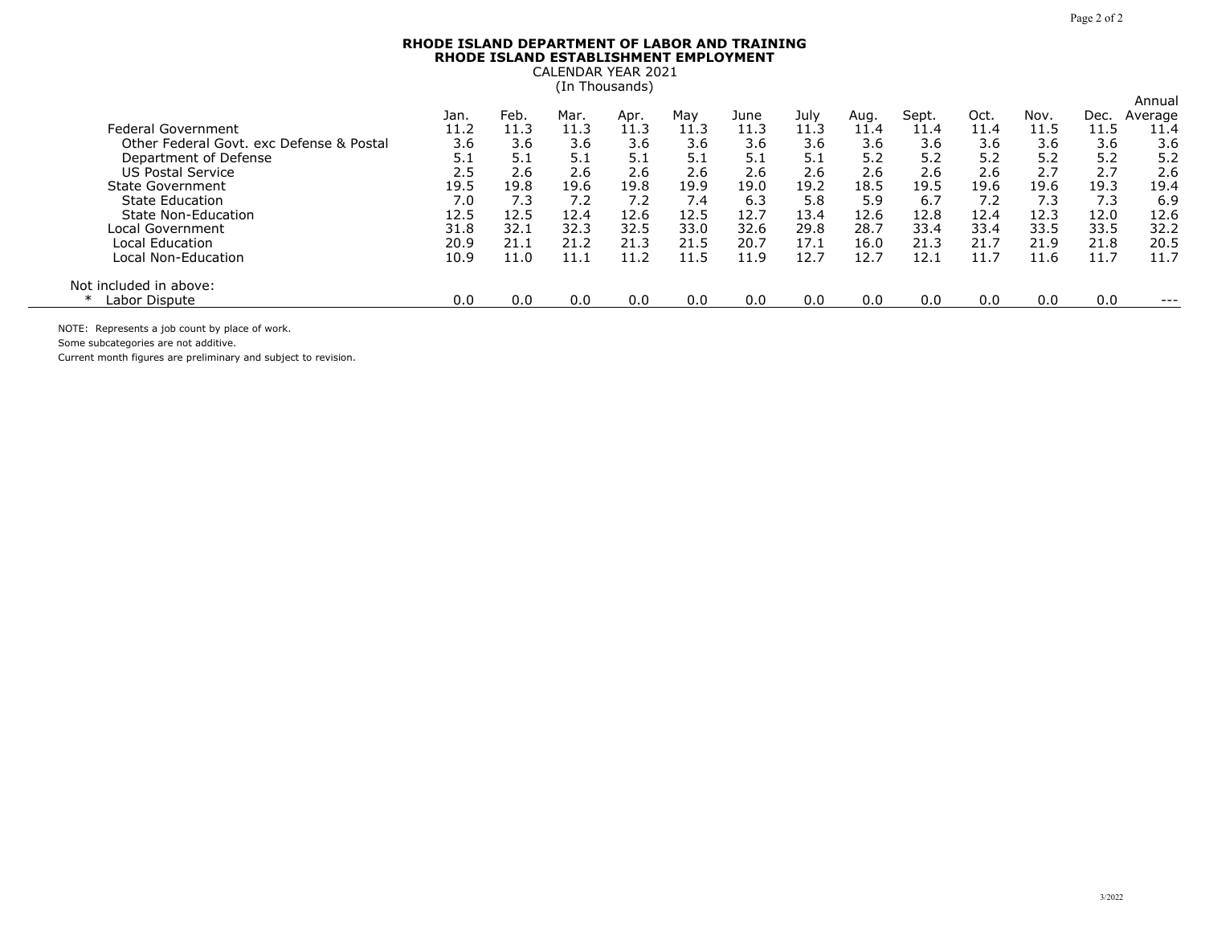**RHODE ISLAND DEPARTMENT OF LABOR AND TRAINING**
**RHODE ISLAND ESTABLISHMENT EMPLOYMENT**
CALENDAR YEAR 2021
(In Thousands)

| | Jan. | Feb. | Mar. | Apr. | May | June | July | Aug. | Sept. | Oct. | Nov. | Dec. | Annual Average |
|---|---|---|---|---|---|---|---|---|---|---|---|---|---|
| Federal Government | 11.2 | 11.3 | 11.3 | 11.3 | 11.3 | 11.3 | 11.3 | 11.4 | 11.4 | 11.4 | 11.5 | 11.5 | 11.4 |
| Other Federal Govt. exc Defense & Postal | 3.6 | 3.6 | 3.6 | 3.6 | 3.6 | 3.6 | 3.6 | 3.6 | 3.6 | 3.6 | 3.6 | 3.6 | 3.6 |
| Department of Defense | 5.1 | 5.1 | 5.1 | 5.1 | 5.1 | 5.1 | 5.1 | 5.2 | 5.2 | 5.2 | 5.2 | 5.2 | 5.2 |
| US Postal Service | 2.5 | 2.6 | 2.6 | 2.6 | 2.6 | 2.6 | 2.6 | 2.6 | 2.6 | 2.6 | 2.7 | 2.7 | 2.6 |
| State Government | 19.5 | 19.8 | 19.6 | 19.8 | 19.9 | 19.0 | 19.2 | 18.5 | 19.5 | 19.6 | 19.6 | 19.3 | 19.4 |
| State Education | 7.0 | 7.3 | 7.2 | 7.2 | 7.4 | 6.3 | 5.8 | 5.9 | 6.7 | 7.2 | 7.3 | 7.3 | 6.9 |
| State Non-Education | 12.5 | 12.5 | 12.4 | 12.6 | 12.5 | 12.7 | 13.4 | 12.6 | 12.8 | 12.4 | 12.3 | 12.0 | 12.6 |
| Local Government | 31.8 | 32.1 | 32.3 | 32.5 | 33.0 | 32.6 | 29.8 | 28.7 | 33.4 | 33.4 | 33.5 | 33.5 | 32.2 |
| Local Education | 20.9 | 21.1 | 21.2 | 21.3 | 21.5 | 20.7 | 17.1 | 16.0 | 21.3 | 21.7 | 21.9 | 21.8 | 20.5 |
| Local Non-Education | 10.9 | 11.0 | 11.1 | 11.2 | 11.5 | 11.9 | 12.7 | 12.7 | 12.1 | 11.7 | 11.6 | 11.7 | 11.7 |
| Not included in above: | | | | | | | | | | | | | |
| * Labor Dispute | 0.0 | 0.0 | 0.0 | 0.0 | 0.0 | 0.0 | 0.0 | 0.0 | 0.0 | 0.0 | 0.0 | 0.0 | --- |

NOTE: Represents a job count by place of work.
Some subcategories are not additive.
Current month figures are preliminary and subject to revision.

3/2022